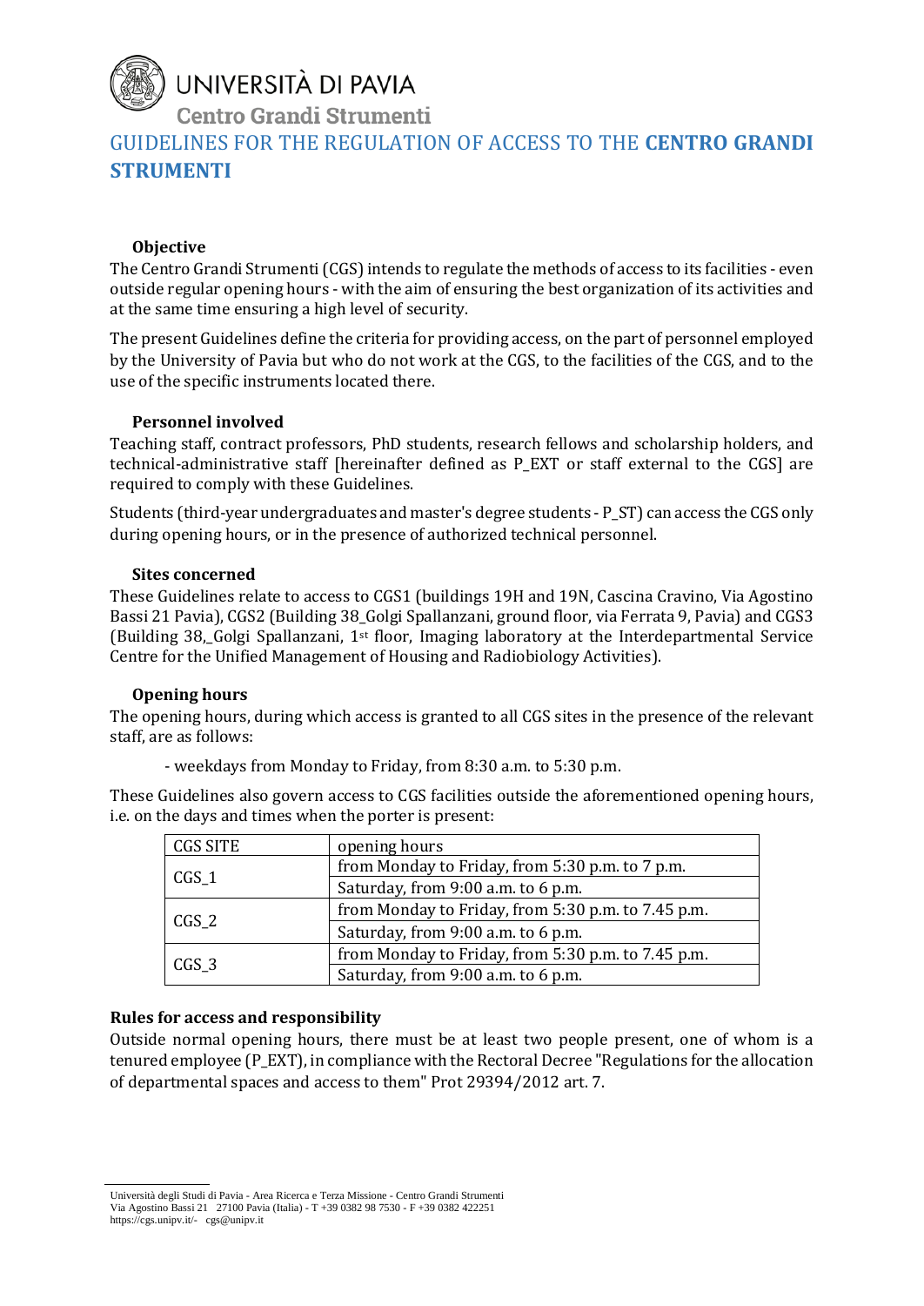UNIVERSITÀ DI PAVIA

Centro Grandi Strumenti

# GUIDELINES FOR THE REGULATION OF ACCESS TO THE **CENTRO GRANDI STRUMENTI**

### Objective

The Centro Grandi Strumenti (CGS) intends to regulate the methods of access to its facilities - even outside regular opening hours - with the aim of ensuring the best organization of its activities and at the same time ensuring a high level of security.

The present Guidelines define the criteria for providing access, on the part of personnel employed by the University of Pavia but who do not work at the CGS, to the facilities of the CGS, and to the use of the specific instruments located there.

### Personnel involved

Teaching staff, contract professors, PhD students, research fellows and scholarship holders, and technical-administrative staff [hereinafter defined as P_EXT or staff external to the CGS] are required to comply with these Guidelines.

Students (third-year undergraduates and master's degree students - P_ST) can access the CGS only during opening hours, or in the presence of authorized technical personnel.

### Sites concerned

These Guidelines relate to access to CGS1 (buildings 19H and 19N, Cascina Cravino, Via Agostino Bassi 21 Pavia), CGS2 (Building 38_Golgi Spallanzani, ground floor, via Ferrata 9, Pavia) and CGS3 (Building 38,_Golgi Spallanzani, 1st floor, Imaging laboratory at the Interdepartmental Service Centre for the Unified Management of Housing and Radiobiology Activities).

### Opening hours

The opening hours, during which access is granted to all CGS sites in the presence of the relevant staff, are as follows:

- weekdays from Monday to Friday, from 8:30 a.m. to 5:30 p.m.

These Guidelines also govern access to CGS facilities outside the aforementioned opening hours, i.e. on the days and times when the porter is present:

| CGS SITE | opening hours |
|---|---|
| CGS_1 | from Monday to Friday, from 5:30 p.m. to 7 p.m. |
| | Saturday, from 9:00 a.m. to 6 p.m. |
| CGS_2 | from Monday to Friday, from 5:30 p.m. to 7.45 p.m. |
| | Saturday, from 9:00 a.m. to 6 p.m. |
| CGS_3 | from Monday to Friday, from 5:30 p.m. to 7.45 p.m. |
| | Saturday, from 9:00 a.m. to 6 p.m. |

### Rules for access and responsibility

Outside normal opening hours, there must be at least two people present, one of whom is a tenured employee (P_EXT), in compliance with the Rectoral Decree "Regulations for the allocation of departmental spaces and access to them" Prot 29394/2012 art. 7.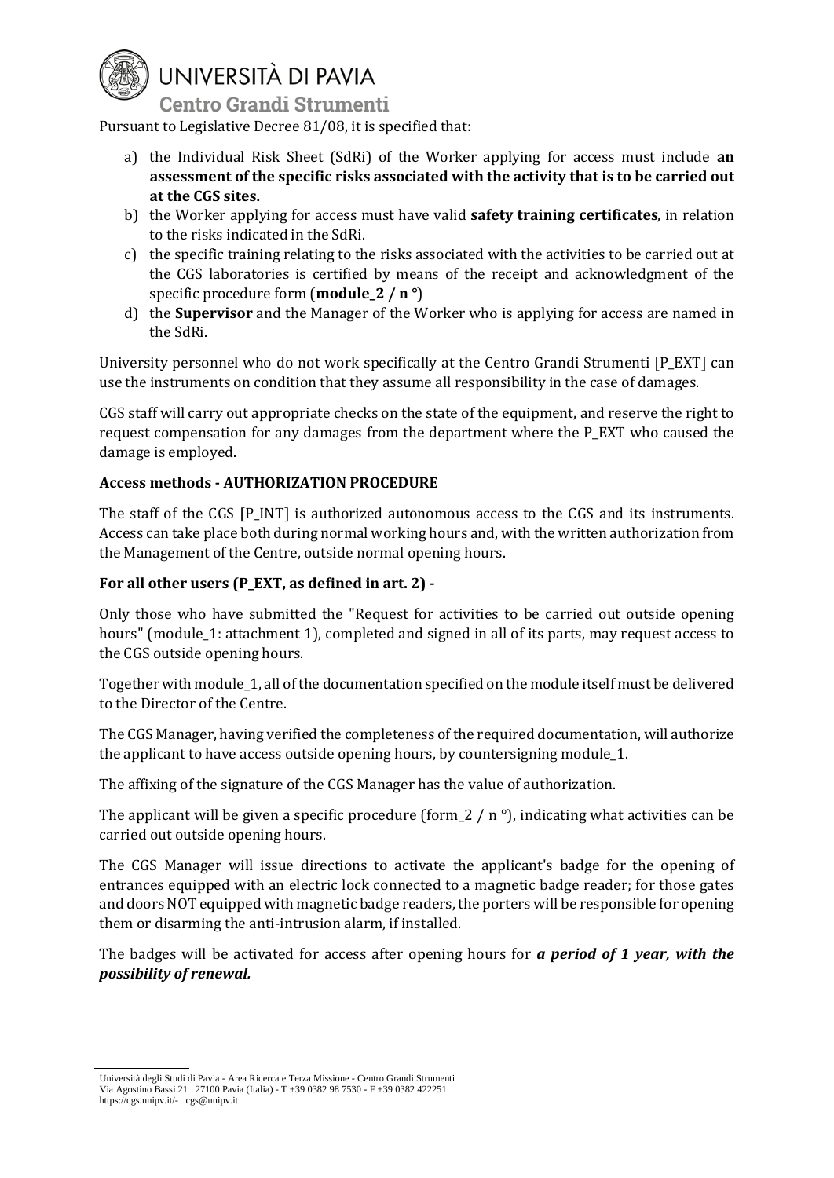Pursuant to Legislative Decree 81/08, it is specified that:

a) the Individual Risk Sheet (SdRi) of the Worker applying for access must include **an assessment of the specific risks associated with the activity that is to be carried out at the CGS sites.**
b) the Worker applying for access must have valid **safety training certificates**, in relation to the risks indicated in the SdRi.
c) the specific training relating to the risks associated with the activities to be carried out at the CGS laboratories is certified by means of the receipt and acknowledgment of the specific procedure form (**module_2 / n °**)
d) the **Supervisor** and the Manager of the Worker who is applying for access are named in the SdRi.

University personnel who do not work specifically at the Centro Grandi Strumenti [P_EXT] can use the instruments on condition that they assume all responsibility in the case of damages.

CGS staff will carry out appropriate checks on the state of the equipment, and reserve the right to request compensation for any damages from the department where the P_EXT who caused the damage is employed.

**Access methods - AUTHORIZATION PROCEDURE**

The staff of the CGS [P_INT] is authorized autonomous access to the CGS and its instruments. Access can take place both during normal working hours and, with the written authorization from the Management of the Centre, outside normal opening hours.

**For all other users (P_EXT, as defined in art. 2) -**

Only those who have submitted the "Request for activities to be carried out outside opening hours" (module_1: attachment 1), completed and signed in all of its parts, may request access to the CGS outside opening hours.

Together with module_1, all of the documentation specified on the module itself must be delivered to the Director of the Centre.

The CGS Manager, having verified the completeness of the required documentation, will authorize the applicant to have access outside opening hours, by countersigning module_1.

The affixing of the signature of the CGS Manager has the value of authorization.

The applicant will be given a specific procedure (form_2 / n °), indicating what activities can be carried out outside opening hours.

The CGS Manager will issue directions to activate the applicant's badge for the opening of entrances equipped with an electric lock connected to a magnetic badge reader; for those gates and doors NOT equipped with magnetic badge readers, the porters will be responsible for opening them or disarming the anti-intrusion alarm, if installed.

The badges will be activated for access after opening hours for ***a period of 1 year, with the possibility of renewal.***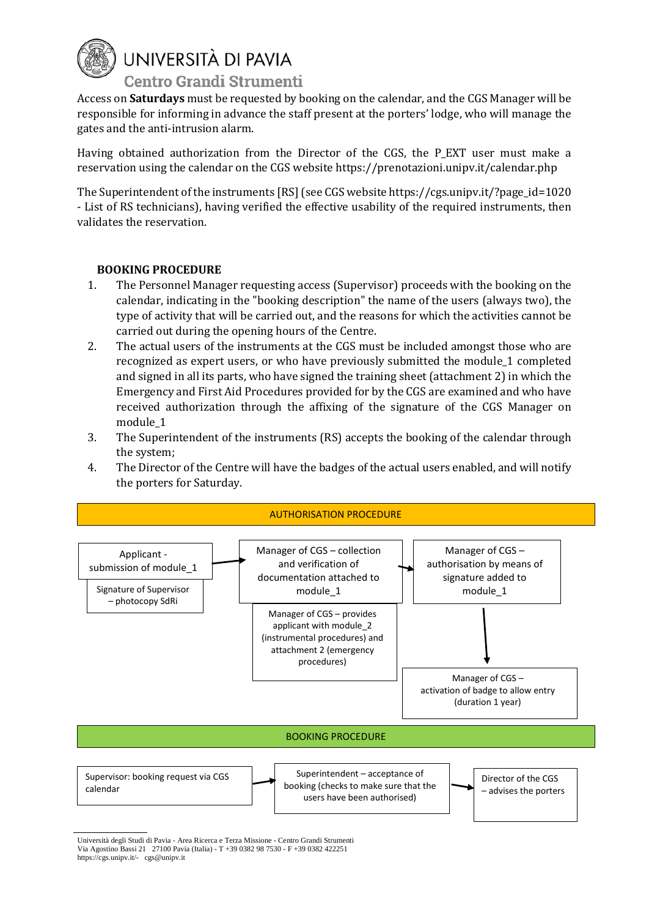Access on **Saturdays** must be requested by booking on the calendar, and the CGS Manager will be responsible for informing in advance the staff present at the porters' lodge, who will manage the gates and the anti-intrusion alarm.

Having obtained authorization from the Director of the CGS, the P_EXT user must make a reservation using the calendar on the CGS website https://prenotazioni.unipv.it/calendar.php

The Superintendent of the instruments [RS] (see CGS website https://cgs.unipv.it/?page_id=1020 - List of RS technicians), having verified the effective usability of the required instruments, then validates the reservation.

**BOOKING PROCEDURE**

1. The Personnel Manager requesting access (Supervisor) proceeds with the booking on the calendar, indicating in the "booking description" the name of the users (always two), the type of activity that will be carried out, and the reasons for which the activities cannot be carried out during the opening hours of the Centre.
2. The actual users of the instruments at the CGS must be included amongst those who are recognized as expert users, or who have previously submitted the module_1 completed and signed in all its parts, who have signed the training sheet (attachment 2) in which the Emergency and First Aid Procedures provided for by the CGS are examined and who have received authorization through the affixing of the signature of the CGS Manager on module_1
3. The Superintendent of the instruments (RS) accepts the booking of the calendar through the system;
4. The Director of the Centre will have the badges of the actual users enabled, and will notify the porters for Saturday.

AUTHORISATION PROCEDURE

Applicant - submission of module_1

Signature of Supervisor – photocopy SdRi

Manager of CGS – collection and verification of documentation attached to module_1

Manager of CGS – provides applicant with module_2 (instrumental procedures) and attachment 2 (emergency procedures)

Manager of CGS – authorisation by means of signature added to module_1

Manager of CGS – activation of badge to allow entry (duration 1 year)

BOOKING PROCEDURE

Supervisor: booking request via CGS calendar

Superintendent – acceptance of booking (checks to make sure that the users have been authorised)

Director of the CGS – advises the porters